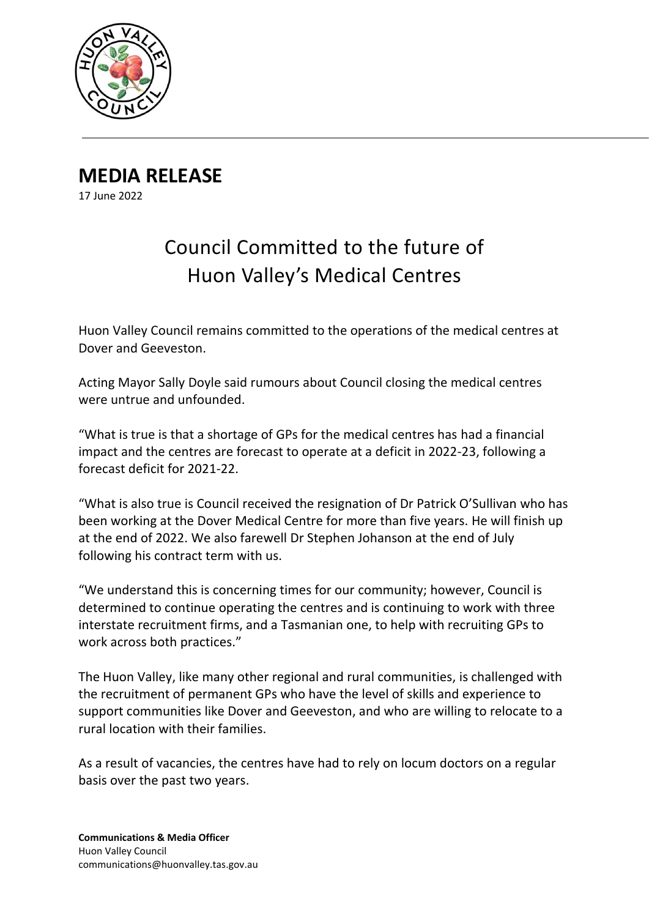# MEDIA RELEASE

17 June 2022

## Council Committed to the future of Huon Valley's Medical Centres

Huon Valley Council remains committed to the operations of the medical centres at Dover and Geeveston.

Acting Mayor Sally Doyle said rumours about Council closing the medical centres were untrue and unfounded.

"What is true is that a shortage of GPs for the medical centres has had a financial impact and the centres are forecast to operate at a deficit in 2022-23, following a forecast deficit for 2021-22.

"What is also true is Council received the resignation of Dr Patrick O'Sullivan who has been working at the Dover Medical Centre for more than five years. He will finish up at the end of 2022. We also farewell Dr Stephen Johanson at the end of July following his contract term with us.

"We understand this is concerning times for our community; however, Council is determined to continue operating the centres and is continuing to work with three interstate recruitment firms, and a Tasmanian one, to help with recruiting GPs to work across both practices."

The Huon Valley, like many other regional and rural communities, is challenged with the recruitment of permanent GPs who have the level of skills and experience to support communities like Dover and Geeveston, and who are willing to relocate to a rural location with their families.

As a result of vacancies, the centres have had to rely on locum doctors on a regular basis over the past two years.

**Communications & Media Officer**
Huon Valley Council
communications@huonvalley.tas.gov.au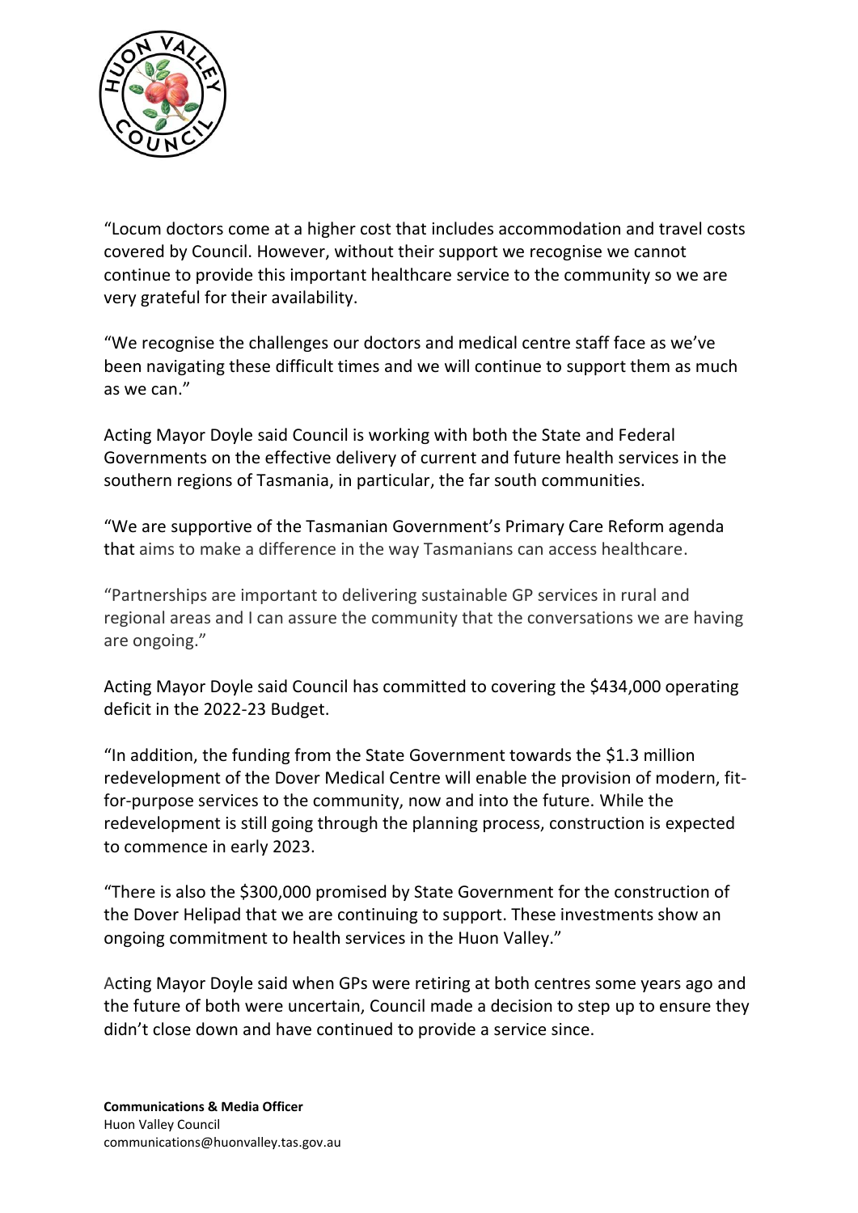"Locum doctors come at a higher cost that includes accommodation and travel costs covered by Council. However, without their support we recognise we cannot continue to provide this important healthcare service to the community so we are very grateful for their availability.

"We recognise the challenges our doctors and medical centre staff face as we've been navigating these difficult times and we will continue to support them as much as we can."

Acting Mayor Doyle said Council is working with both the State and Federal Governments on the effective delivery of current and future health services in the southern regions of Tasmania, in particular, the far south communities.

"We are supportive of the Tasmanian Government's Primary Care Reform agenda that aims to make a difference in the way Tasmanians can access healthcare.

"Partnerships are important to delivering sustainable GP services in rural and regional areas and I can assure the community that the conversations we are having are ongoing."

Acting Mayor Doyle said Council has committed to covering the $434,000 operating deficit in the 2022-23 Budget.

"In addition, the funding from the State Government towards the $1.3 million redevelopment of the Dover Medical Centre will enable the provision of modern, fit-for-purpose services to the community, now and into the future. While the redevelopment is still going through the planning process, construction is expected to commence in early 2023.

"There is also the $300,000 promised by State Government for the construction of the Dover Helipad that we are continuing to support. These investments show an ongoing commitment to health services in the Huon Valley."

Acting Mayor Doyle said when GPs were retiring at both centres some years ago and the future of both were uncertain, Council made a decision to step up to ensure they didn't close down and have continued to provide a service since.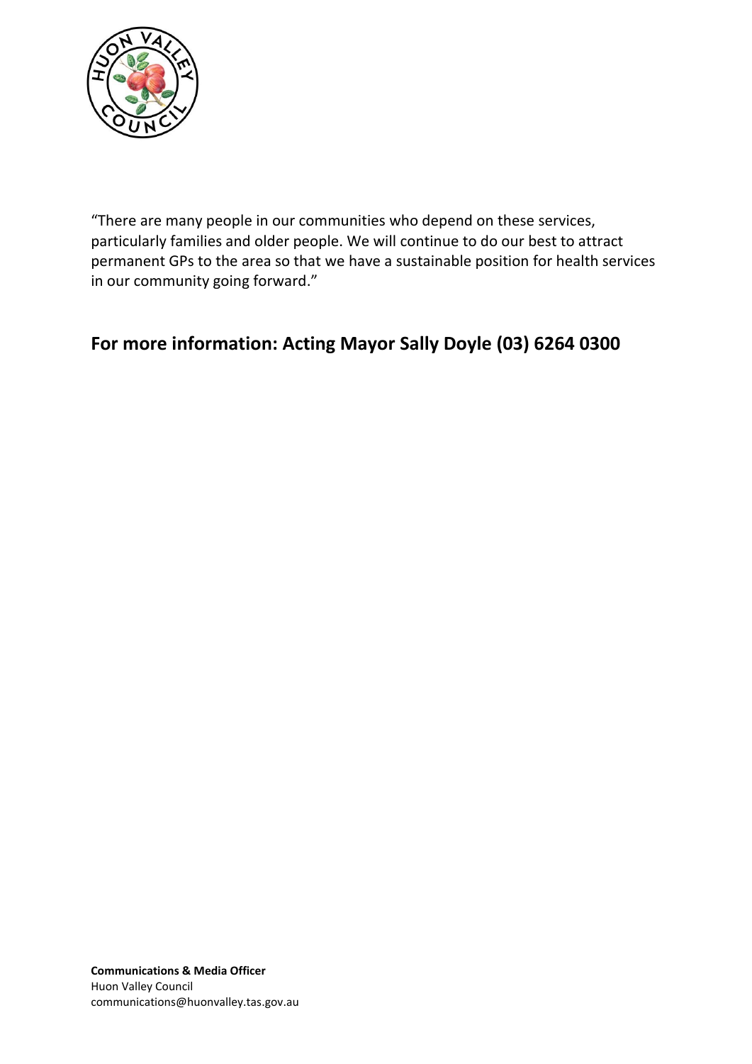"There are many people in our communities who depend on these services, particularly families and older people. We will continue to do our best to attract permanent GPs to the area so that we have a sustainable position for health services in our community going forward."

## For more information: Acting Mayor Sally Doyle (03) 6264 0300

**Communications & Media Officer**
Huon Valley Council
communications@huonvalley.tas.gov.au